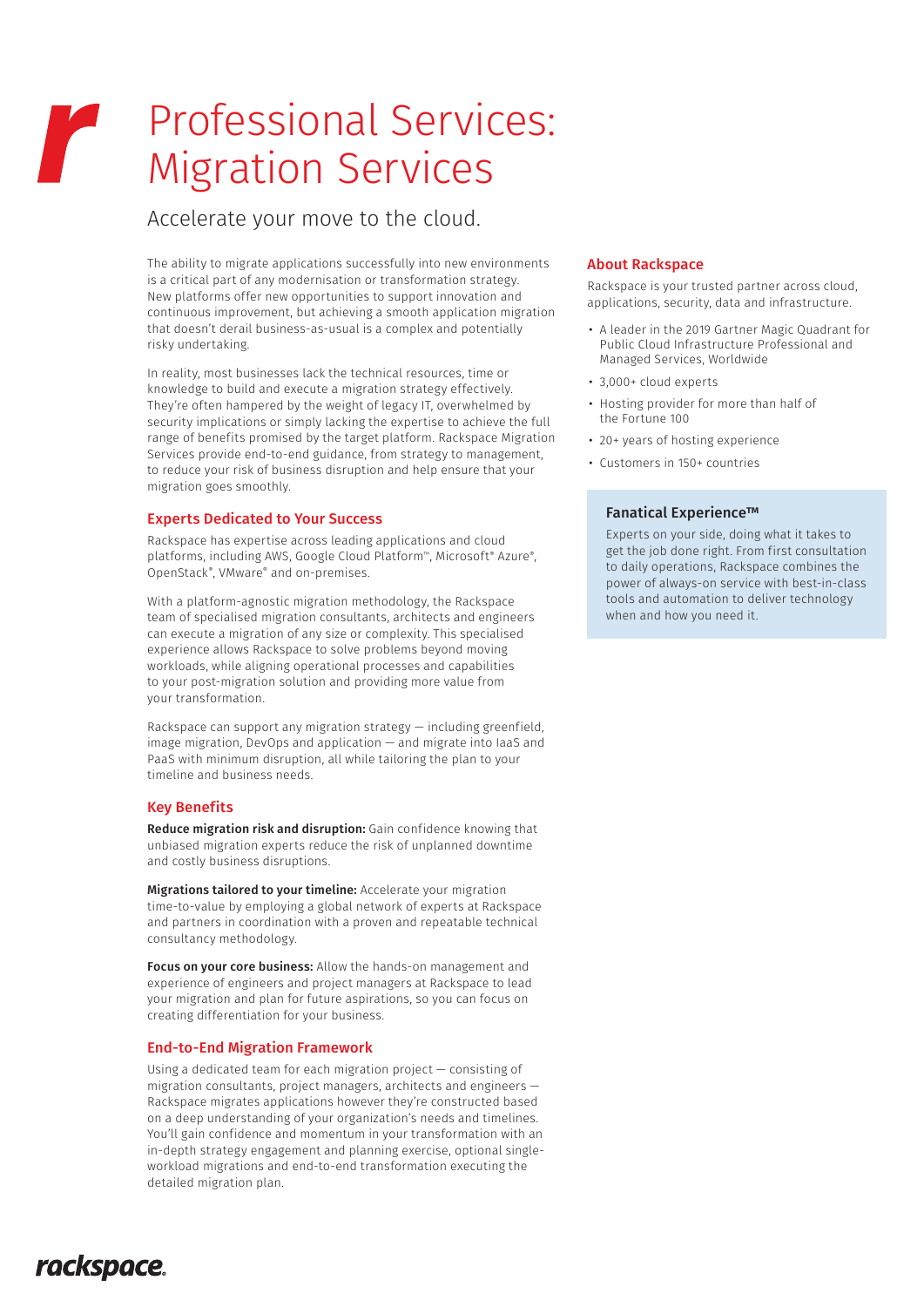# Professional Services: Migration Services

## Accelerate your move to the cloud.

The ability to migrate applications successfully into new environments is a critical part of any modernisation or transformation strategy. New platforms offer new opportunities to support innovation and continuous improvement, but achieving a smooth application migration that doesn't derail business-as-usual is a complex and potentially risky undertaking.

In reality, most businesses lack the technical resources, time or knowledge to build and execute a migration strategy effectively. They're often hampered by the weight of legacy IT, overwhelmed by security implications or simply lacking the expertise to achieve the full range of benefits promised by the target platform. Rackspace Migration Services provide end-to-end guidance, from strategy to management, to reduce your risk of business disruption and help ensure that your migration goes smoothly.

### Experts Dedicated to Your Success

Rackspace has expertise across leading applications and cloud platforms, including AWS, Google Cloud Platform™, Microsoft® Azure®, OpenStack®, VMware® and on-premises.

With a platform-agnostic migration methodology, the Rackspace team of specialised migration consultants, architects and engineers can execute a migration of any size or complexity. This specialised experience allows Rackspace to solve problems beyond moving workloads, while aligning operational processes and capabilities to your post-migration solution and providing more value from your transformation.

Rackspace can support any migration strategy — including greenfield, image migration, DevOps and application — and migrate into IaaS and PaaS with minimum disruption, all while tailoring the plan to your timeline and business needs.

### Key Benefits

**Reduce migration risk and disruption:** Gain confidence knowing that unbiased migration experts reduce the risk of unplanned downtime and costly business disruptions.

**Migrations tailored to your timeline:** Accelerate your migration time-to-value by employing a global network of experts at Rackspace and partners in coordination with a proven and repeatable technical consultancy methodology.

**Focus on your core business:** Allow the hands-on management and experience of engineers and project managers at Rackspace to lead your migration and plan for future aspirations, so you can focus on creating differentiation for your business.

### End-to-End Migration Framework

Using a dedicated team for each migration project — consisting of migration consultants, project managers, architects and engineers — Rackspace migrates applications however they're constructed based on a deep understanding of your organization's needs and timelines. You'll gain confidence and momentum in your transformation with an in-depth strategy engagement and planning exercise, optional single-workload migrations and end-to-end transformation executing the detailed migration plan.

### About Rackspace

Rackspace is your trusted partner across cloud, applications, security, data and infrastructure.

- A leader in the 2019 Gartner Magic Quadrant for Public Cloud Infrastructure Professional and Managed Services, Worldwide
- 3,000+ cloud experts
- Hosting provider for more than half of the Fortune 100
- 20+ years of hosting experience
- Customers in 150+ countries

#### Fanatical Experience™

Experts on your side, doing what it takes to get the job done right. From first consultation to daily operations, Rackspace combines the power of always-on service with best-in-class tools and automation to deliver technology when and how you need it.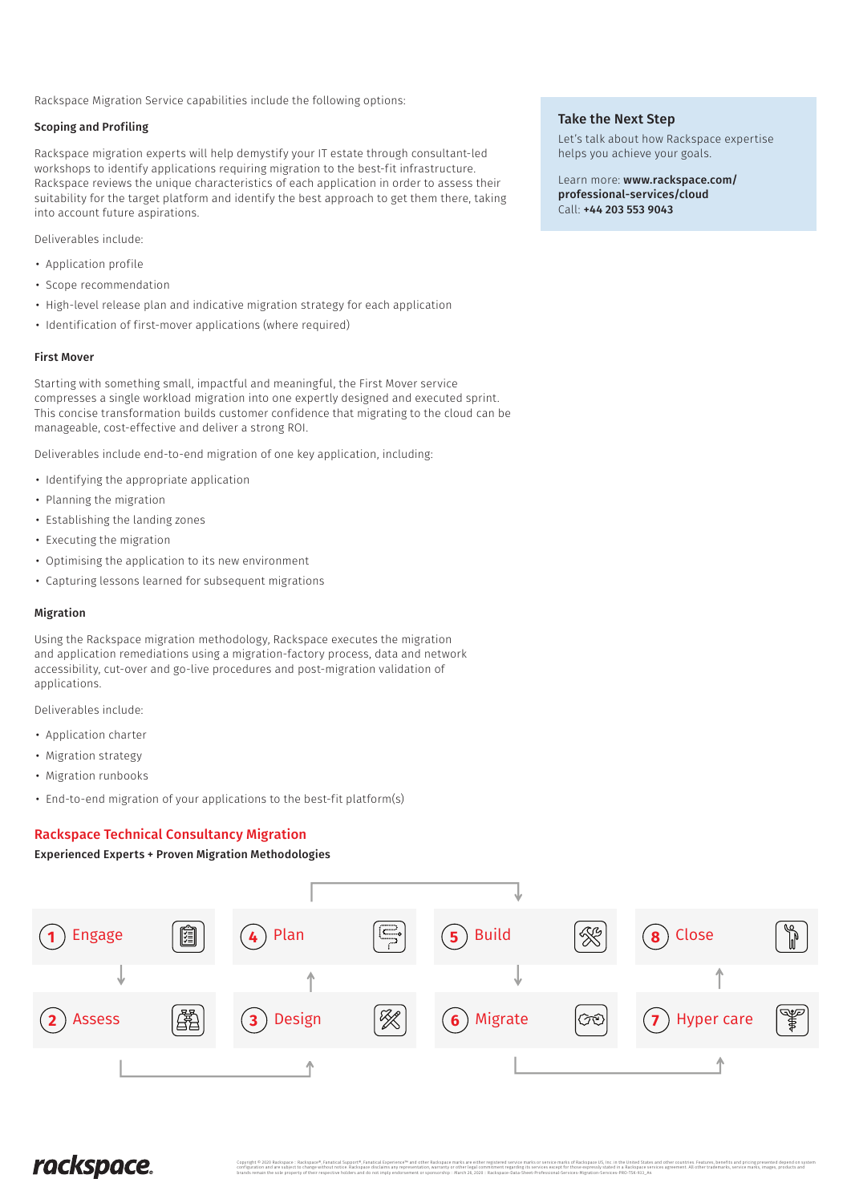Rackspace Migration Service capabilities include the following options:

**Scoping and Profiling**

Rackspace migration experts will help demystify your IT estate through consultant-led workshops to identify applications requiring migration to the best-fit infrastructure. Rackspace reviews the unique characteristics of each application in order to assess their suitability for the target platform and identify the best approach to get them there, taking into account future aspirations.

Deliverables include:

- Application profile
- Scope recommendation
- High-level release plan and indicative migration strategy for each application
- Identification of first-mover applications (where required)

**First Mover**

Starting with something small, impactful and meaningful, the First Mover service compresses a single workload migration into one expertly designed and executed sprint. This concise transformation builds customer confidence that migrating to the cloud can be manageable, cost-effective and deliver a strong ROI.

Deliverables include end-to-end migration of one key application, including:

- Identifying the appropriate application
- Planning the migration
- Establishing the landing zones
- Executing the migration
- Optimising the application to its new environment
- Capturing lessons learned for subsequent migrations

**Migration**

Using the Rackspace migration methodology, Rackspace executes the migration and application remediations using a migration-factory process, data and network accessibility, cut-over and go-live procedures and post-migration validation of applications.

Deliverables include:

- Application charter
- Migration strategy
- Migration runbooks
- End-to-end migration of your applications to the best-fit platform(s)

## Take the Next Step

Let's talk about how Rackspace expertise helps you achieve your goals.

Learn more: **www.rackspace.com/professional-services/cloud**
Call: **+44 203 553 9043**

## Rackspace Technical Consultancy Migration

**Experienced Experts + Proven Migration Methodologies**

1 Engage

2 Assess

3 Design

4 Plan

5 Build

6 Migrate

7 Hyper care

8 Close

rackspace

Copyright © 2020 Rackspace :: Rackspace®, Fanatical Support®, Fanatical Experience™ and other Rackspace marks are either registered service marks or service marks of Rackspace US, Inc. in the United States and other countries. Features, benefits and pricing presented depend on system configuration and are subject to change without notice. Rackspace disclaims any representation, warranty or other legal commitment regarding its services except for those expressly stated in a Rackspace services agreement. All other trademarks, service marks, images, products and brands remain the sole property of their respective holders and do not imply endorsement or sponsorship. :: March 26, 2020 :: Rackspace-Data-Sheet-Professional-Services-Migration-Services-PRO-TSK-933_A4